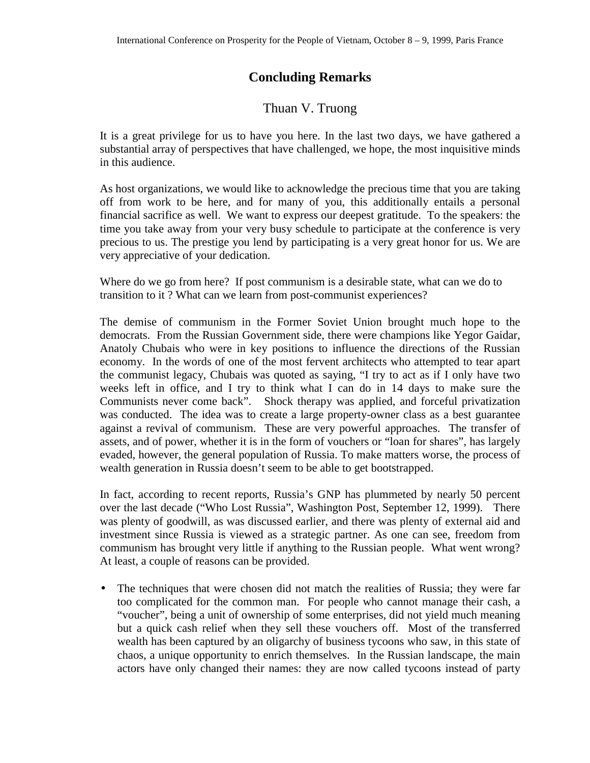# Concluding Remarks

## Thuan V. Truong

It is a great privilege for us to have you here. In the last two days, we have gathered a substantial array of perspectives that have challenged, we hope, the most inquisitive minds in this audience.

As host organizations, we would like to acknowledge the precious time that you are taking off from work to be here, and for many of you, this additionally entails a personal financial sacrifice as well. We want to express our deepest gratitude. To the speakers: the time you take away from your very busy schedule to participate at the conference is very precious to us. The prestige you lend by participating is a very great honor for us. We are very appreciative of your dedication.

Where do we go from here? If post communism is a desirable state, what can we do to transition to it ? What can we learn from post-communist experiences?

The demise of communism in the Former Soviet Union brought much hope to the democrats. From the Russian Government side, there were champions like Yegor Gaidar, Anatoly Chubais who were in key positions to influence the directions of the Russian economy. In the words of one of the most fervent architects who attempted to tear apart the communist legacy, Chubais was quoted as saying, "I try to act as if I only have two weeks left in office, and I try to think what I can do in 14 days to make sure the Communists never come back". Shock therapy was applied, and forceful privatization was conducted. The idea was to create a large property-owner class as a best guarantee against a revival of communism. These are very powerful approaches. The transfer of assets, and of power, whether it is in the form of vouchers or "loan for shares", has largely evaded, however, the general population of Russia. To make matters worse, the process of wealth generation in Russia doesn't seem to be able to get bootstrapped.

In fact, according to recent reports, Russia's GNP has plummeted by nearly 50 percent over the last decade ("Who Lost Russia", Washington Post, September 12, 1999). There was plenty of goodwill, as was discussed earlier, and there was plenty of external aid and investment since Russia is viewed as a strategic partner. As one can see, freedom from communism has brought very little if anything to the Russian people. What went wrong? At least, a couple of reasons can be provided.

- The techniques that were chosen did not match the realities of Russia; they were far too complicated for the common man. For people who cannot manage their cash, a "voucher", being a unit of ownership of some enterprises, did not yield much meaning but a quick cash relief when they sell these vouchers off. Most of the transferred wealth has been captured by an oligarchy of business tycoons who saw, in this state of chaos, a unique opportunity to enrich themselves. In the Russian landscape, the main actors have only changed their names: they are now called tycoons instead of party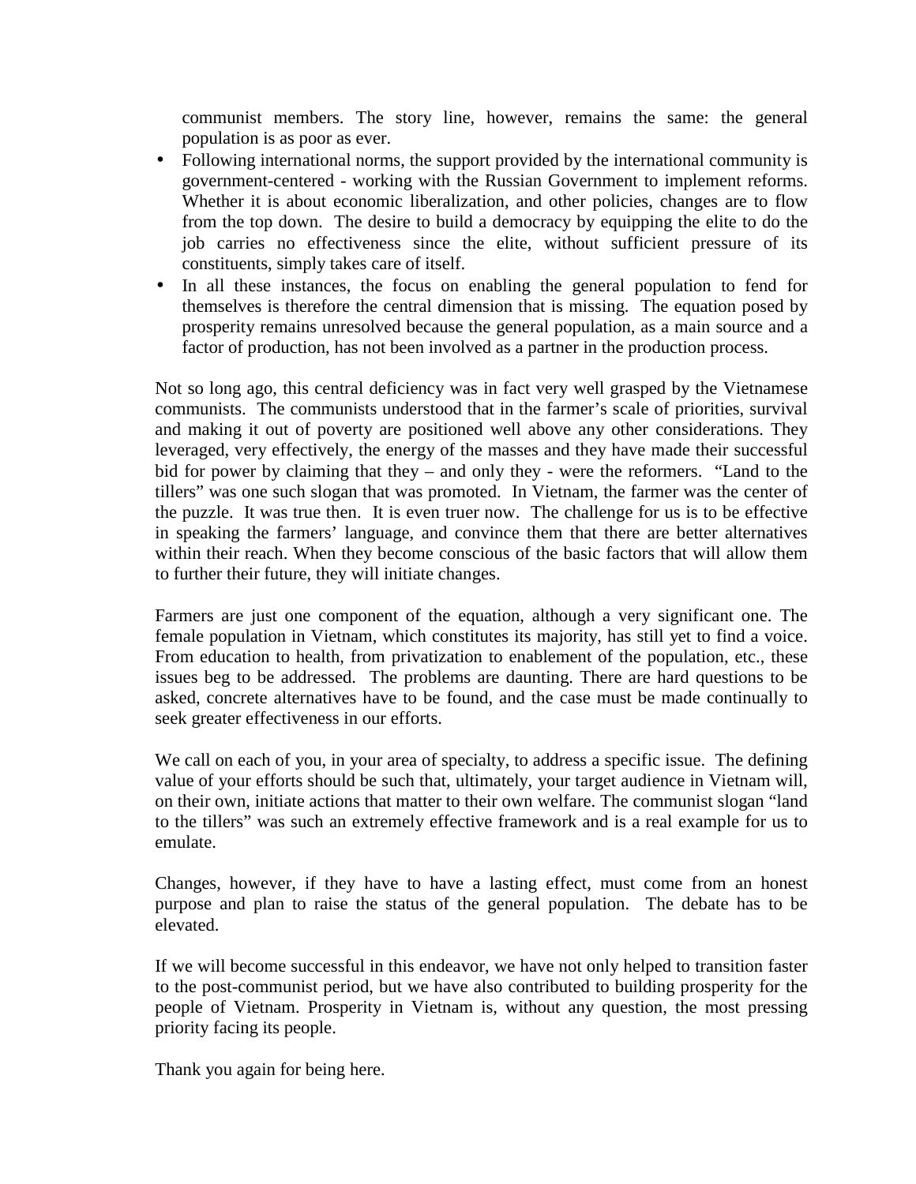communist members. The story line, however, remains the same: the general population is as poor as ever.

- Following international norms, the support provided by the international community is government-centered - working with the Russian Government to implement reforms. Whether it is about economic liberalization, and other policies, changes are to flow from the top down. The desire to build a democracy by equipping the elite to do the job carries no effectiveness since the elite, without sufficient pressure of its constituents, simply takes care of itself.
- In all these instances, the focus on enabling the general population to fend for themselves is therefore the central dimension that is missing. The equation posed by prosperity remains unresolved because the general population, as a main source and a factor of production, has not been involved as a partner in the production process.

Not so long ago, this central deficiency was in fact very well grasped by the Vietnamese communists. The communists understood that in the farmer's scale of priorities, survival and making it out of poverty are positioned well above any other considerations. They leveraged, very effectively, the energy of the masses and they have made their successful bid for power by claiming that they – and only they - were the reformers. "Land to the tillers" was one such slogan that was promoted. In Vietnam, the farmer was the center of the puzzle. It was true then. It is even truer now. The challenge for us is to be effective in speaking the farmers' language, and convince them that there are better alternatives within their reach. When they become conscious of the basic factors that will allow them to further their future, they will initiate changes.

Farmers are just one component of the equation, although a very significant one. The female population in Vietnam, which constitutes its majority, has still yet to find a voice. From education to health, from privatization to enablement of the population, etc., these issues beg to be addressed. The problems are daunting. There are hard questions to be asked, concrete alternatives have to be found, and the case must be made continually to seek greater effectiveness in our efforts.

We call on each of you, in your area of specialty, to address a specific issue. The defining value of your efforts should be such that, ultimately, your target audience in Vietnam will, on their own, initiate actions that matter to their own welfare. The communist slogan "land to the tillers" was such an extremely effective framework and is a real example for us to emulate.

Changes, however, if they have to have a lasting effect, must come from an honest purpose and plan to raise the status of the general population. The debate has to be elevated.

If we will become successful in this endeavor, we have not only helped to transition faster to the post-communist period, but we have also contributed to building prosperity for the people of Vietnam. Prosperity in Vietnam is, without any question, the most pressing priority facing its people.

Thank you again for being here.